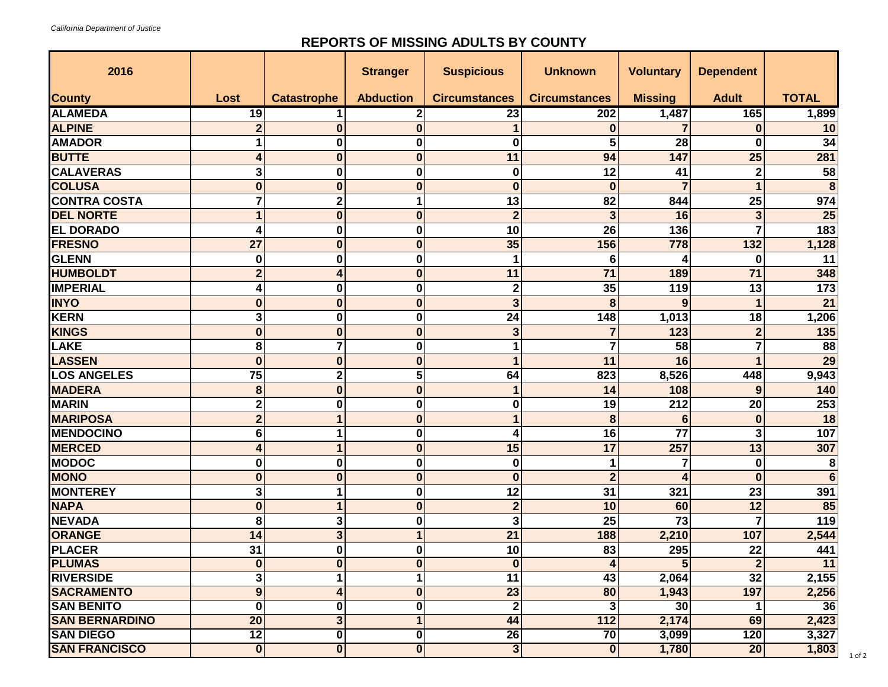California Department of Justice

# REPORTS OF MISSING ADULTS BY COUNTY

| 2016 County | Lost | Catastrophe | Stranger Abduction | Suspicious Circumstances | Unknown Circumstances | Voluntary Missing | Dependent Adult | TOTAL |
|---|---|---|---|---|---|---|---|---|
| ALAMEDA | 19 | 1 | 2 | 23 | 202 | 1,487 | 165 | 1,899 |
| ALPINE | 2 | 0 | 0 | 1 | 0 | 7 | 0 | 10 |
| AMADOR | 1 | 0 | 0 | 0 | 5 | 28 | 0 | 34 |
| BUTTE | 4 | 0 | 0 | 11 | 94 | 147 | 25 | 281 |
| CALAVERAS | 3 | 0 | 0 | 0 | 12 | 41 | 2 | 58 |
| COLUSA | 0 | 0 | 0 | 0 | 0 | 7 | 1 | 8 |
| CONTRA COSTA | 7 | 2 | 1 | 13 | 82 | 844 | 25 | 974 |
| DEL NORTE | 1 | 0 | 0 | 2 | 3 | 16 | 3 | 25 |
| EL DORADO | 4 | 0 | 0 | 10 | 26 | 136 | 7 | 183 |
| FRESNO | 27 | 0 | 0 | 35 | 156 | 778 | 132 | 1,128 |
| GLENN | 0 | 0 | 0 | 1 | 6 | 4 | 0 | 11 |
| HUMBOLDT | 2 | 4 | 0 | 11 | 71 | 189 | 71 | 348 |
| IMPERIAL | 4 | 0 | 0 | 2 | 35 | 119 | 13 | 173 |
| INYO | 0 | 0 | 0 | 3 | 8 | 9 | 1 | 21 |
| KERN | 3 | 0 | 0 | 24 | 148 | 1,013 | 18 | 1,206 |
| KINGS | 0 | 0 | 0 | 3 | 7 | 123 | 2 | 135 |
| LAKE | 8 | 7 | 0 | 1 | 7 | 58 | 7 | 88 |
| LASSEN | 0 | 0 | 0 | 1 | 11 | 16 | 1 | 29 |
| LOS ANGELES | 75 | 2 | 5 | 64 | 823 | 8,526 | 448 | 9,943 |
| MADERA | 8 | 0 | 0 | 1 | 14 | 108 | 9 | 140 |
| MARIN | 2 | 0 | 0 | 0 | 19 | 212 | 20 | 253 |
| MARIPOSA | 2 | 1 | 0 | 1 | 8 | 6 | 0 | 18 |
| MENDOCINO | 6 | 1 | 0 | 4 | 16 | 77 | 3 | 107 |
| MERCED | 4 | 1 | 0 | 15 | 17 | 257 | 13 | 307 |
| MODOC | 0 | 0 | 0 | 0 | 1 | 7 | 0 | 8 |
| MONO | 0 | 0 | 0 | 0 | 2 | 4 | 0 | 6 |
| MONTEREY | 3 | 1 | 0 | 12 | 31 | 321 | 23 | 391 |
| NAPA | 0 | 1 | 0 | 2 | 10 | 60 | 12 | 85 |
| NEVADA | 8 | 3 | 0 | 3 | 25 | 73 | 7 | 119 |
| ORANGE | 14 | 3 | 1 | 21 | 188 | 2,210 | 107 | 2,544 |
| PLACER | 31 | 0 | 0 | 10 | 83 | 295 | 22 | 441 |
| PLUMAS | 0 | 0 | 0 | 0 | 4 | 5 | 2 | 11 |
| RIVERSIDE | 3 | 1 | 1 | 11 | 43 | 2,064 | 32 | 2,155 |
| SACRAMENTO | 9 | 4 | 0 | 23 | 80 | 1,943 | 197 | 2,256 |
| SAN BENITO | 0 | 0 | 0 | 2 | 3 | 30 | 1 | 36 |
| SAN BERNARDINO | 20 | 3 | 1 | 44 | 112 | 2,174 | 69 | 2,423 |
| SAN DIEGO | 12 | 0 | 0 | 26 | 70 | 3,099 | 120 | 3,327 |
| SAN FRANCISCO | 0 | 0 | 0 | 3 | 0 | 1,780 | 20 | 1,803 |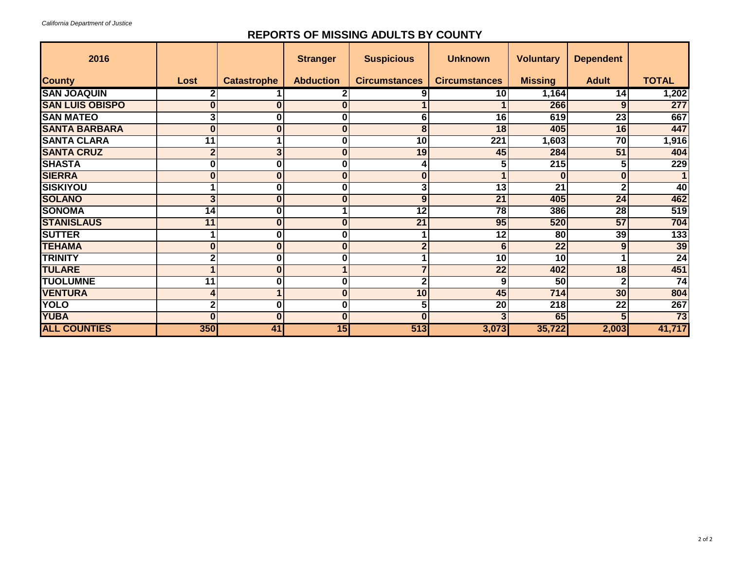*California Department of Justice*

## REPORTS OF MISSING ADULTS BY COUNTY

| 2016 County | Lost | Catastrophe | Stranger Abduction | Suspicious Circumstances | Unknown Circumstances | Voluntary Missing | Dependent Adult | TOTAL |
|---|---|---|---|---|---|---|---|---|
| SAN JOAQUIN | 2 | 1 | 2 | 9 | 10 | 1,164 | 14 | 1,202 |
| SAN LUIS OBISPO | 0 | 0 | 0 | 1 | 1 | 266 | 9 | 277 |
| SAN MATEO | 3 | 0 | 0 | 6 | 16 | 619 | 23 | 667 |
| SANTA BARBARA | 0 | 0 | 0 | 8 | 18 | 405 | 16 | 447 |
| SANTA CLARA | 11 | 1 | 0 | 10 | 221 | 1,603 | 70 | 1,916 |
| SANTA CRUZ | 2 | 3 | 0 | 19 | 45 | 284 | 51 | 404 |
| SHASTA | 0 | 0 | 0 | 4 | 5 | 215 | 5 | 229 |
| SIERRA | 0 | 0 | 0 | 0 | 1 | 0 | 0 | 1 |
| SISKIYOU | 1 | 0 | 0 | 3 | 13 | 21 | 2 | 40 |
| SOLANO | 3 | 0 | 0 | 9 | 21 | 405 | 24 | 462 |
| SONOMA | 14 | 0 | 1 | 12 | 78 | 386 | 28 | 519 |
| STANISLAUS | 11 | 0 | 0 | 21 | 95 | 520 | 57 | 704 |
| SUTTER | 1 | 0 | 0 | 1 | 12 | 80 | 39 | 133 |
| TEHAMA | 0 | 0 | 0 | 2 | 6 | 22 | 9 | 39 |
| TRINITY | 2 | 0 | 0 | 1 | 10 | 10 | 1 | 24 |
| TULARE | 1 | 0 | 1 | 7 | 22 | 402 | 18 | 451 |
| TUOLUMNE | 11 | 0 | 0 | 2 | 9 | 50 | 2 | 74 |
| VENTURA | 4 | 1 | 0 | 10 | 45 | 714 | 30 | 804 |
| YOLO | 2 | 0 | 0 | 5 | 20 | 218 | 22 | 267 |
| YUBA | 0 | 0 | 0 | 0 | 3 | 65 | 5 | 73 |
| ALL COUNTIES | 350 | 41 | 15 | 513 | 3,073 | 35,722 | 2,003 | 41,717 |